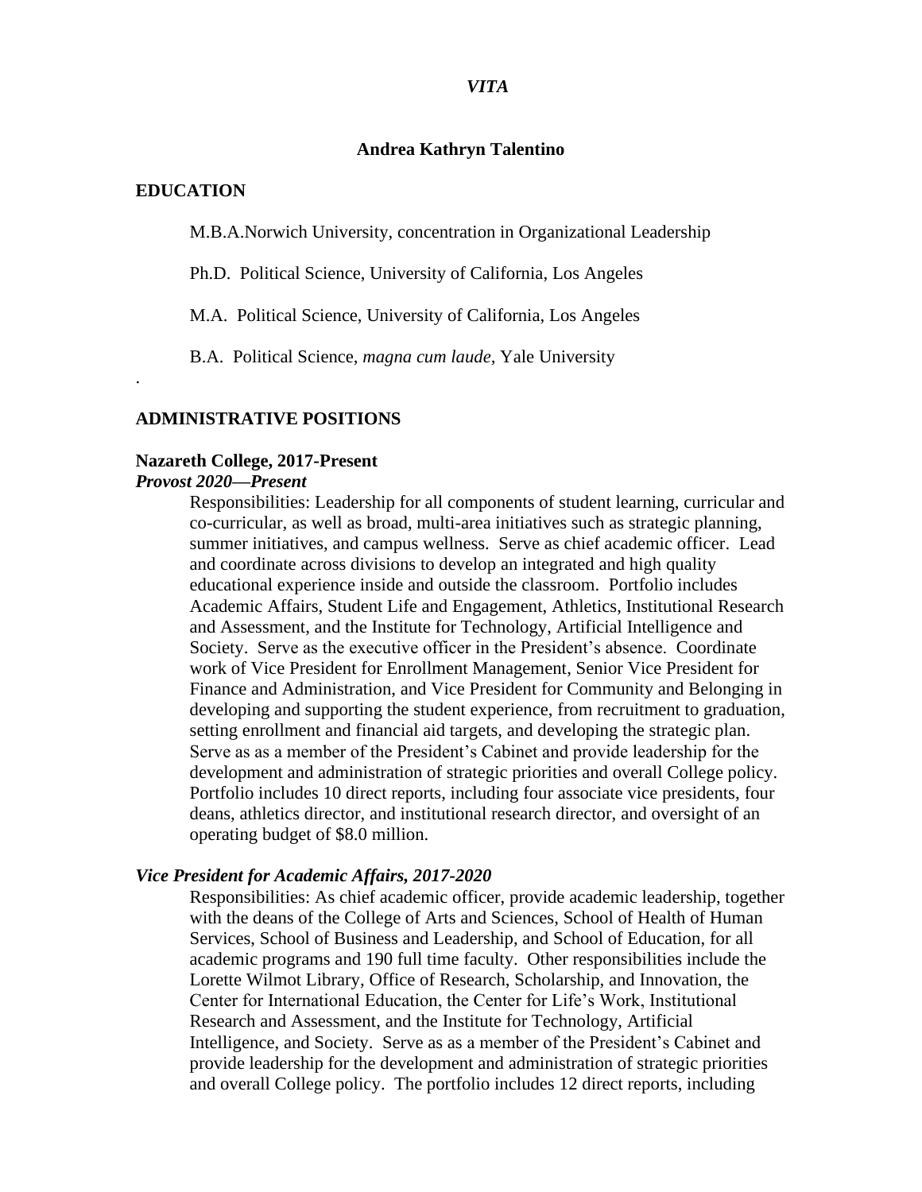*VITA*

**Andrea Kathryn Talentino**

## EDUCATION

M.B.A.Norwich University, concentration in Organizational Leadership

Ph.D. Political Science, University of California, Los Angeles

M.A. Political Science, University of California, Los Angeles

B.A. Political Science, *magna cum laude*, Yale University

.

## ADMINISTRATIVE POSITIONS

**Nazareth College, 2017-Present**

***Provost 2020—Present***

Responsibilities: Leadership for all components of student learning, curricular and co-curricular, as well as broad, multi-area initiatives such as strategic planning, summer initiatives, and campus wellness. Serve as chief academic officer. Lead and coordinate across divisions to develop an integrated and high quality educational experience inside and outside the classroom. Portfolio includes Academic Affairs, Student Life and Engagement, Athletics, Institutional Research and Assessment, and the Institute for Technology, Artificial Intelligence and Society. Serve as the executive officer in the President's absence. Coordinate work of Vice President for Enrollment Management, Senior Vice President for Finance and Administration, and Vice President for Community and Belonging in developing and supporting the student experience, from recruitment to graduation, setting enrollment and financial aid targets, and developing the strategic plan. Serve as as a member of the President's Cabinet and provide leadership for the development and administration of strategic priorities and overall College policy. Portfolio includes 10 direct reports, including four associate vice presidents, four deans, athletics director, and institutional research director, and oversight of an operating budget of $8.0 million.

***Vice President for Academic Affairs, 2017-2020***

Responsibilities: As chief academic officer, provide academic leadership, together with the deans of the College of Arts and Sciences, School of Health of Human Services, School of Business and Leadership, and School of Education, for all academic programs and 190 full time faculty. Other responsibilities include the Lorette Wilmot Library, Office of Research, Scholarship, and Innovation, the Center for International Education, the Center for Life's Work, Institutional Research and Assessment, and the Institute for Technology, Artificial Intelligence, and Society. Serve as as a member of the President's Cabinet and provide leadership for the development and administration of strategic priorities and overall College policy. The portfolio includes 12 direct reports, including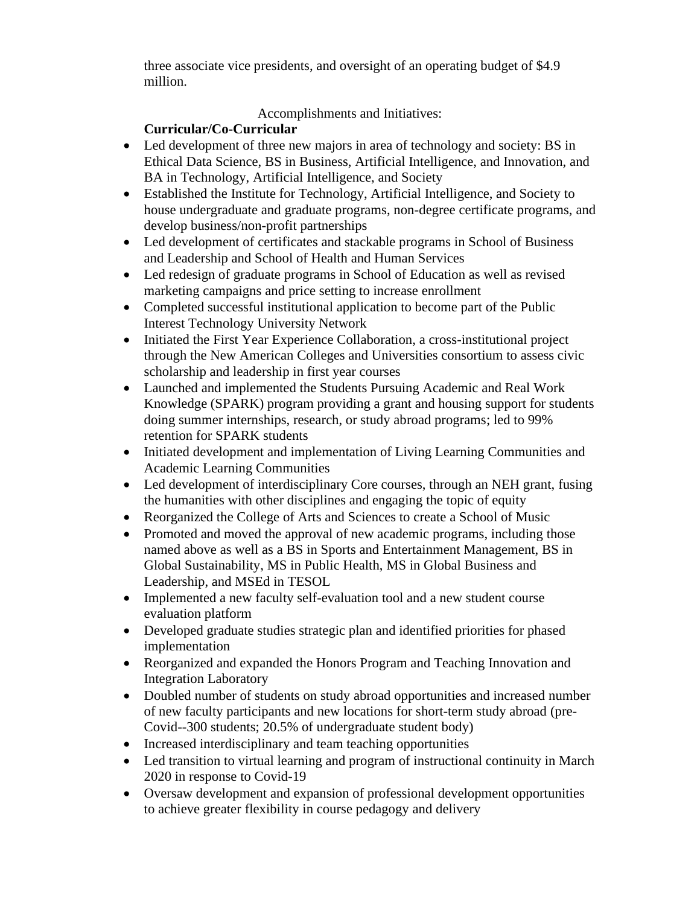three associate vice presidents, and oversight of an operating budget of $4.9 million.

Accomplishments and Initiatives:

**Curricular/Co-Curricular**

- Led development of three new majors in area of technology and society: BS in Ethical Data Science, BS in Business, Artificial Intelligence, and Innovation, and BA in Technology, Artificial Intelligence, and Society
- Established the Institute for Technology, Artificial Intelligence, and Society to house undergraduate and graduate programs, non-degree certificate programs, and develop business/non-profit partnerships
- Led development of certificates and stackable programs in School of Business and Leadership and School of Health and Human Services
- Led redesign of graduate programs in School of Education as well as revised marketing campaigns and price setting to increase enrollment
- Completed successful institutional application to become part of the Public Interest Technology University Network
- Initiated the First Year Experience Collaboration, a cross-institutional project through the New American Colleges and Universities consortium to assess civic scholarship and leadership in first year courses
- Launched and implemented the Students Pursuing Academic and Real Work Knowledge (SPARK) program providing a grant and housing support for students doing summer internships, research, or study abroad programs; led to 99% retention for SPARK students
- Initiated development and implementation of Living Learning Communities and Academic Learning Communities
- Led development of interdisciplinary Core courses, through an NEH grant, fusing the humanities with other disciplines and engaging the topic of equity
- Reorganized the College of Arts and Sciences to create a School of Music
- Promoted and moved the approval of new academic programs, including those named above as well as a BS in Sports and Entertainment Management, BS in Global Sustainability, MS in Public Health, MS in Global Business and Leadership, and MSEd in TESOL
- Implemented a new faculty self-evaluation tool and a new student course evaluation platform
- Developed graduate studies strategic plan and identified priorities for phased implementation
- Reorganized and expanded the Honors Program and Teaching Innovation and Integration Laboratory
- Doubled number of students on study abroad opportunities and increased number of new faculty participants and new locations for short-term study abroad (pre-Covid--300 students; 20.5% of undergraduate student body)
- Increased interdisciplinary and team teaching opportunities
- Led transition to virtual learning and program of instructional continuity in March 2020 in response to Covid-19
- Oversaw development and expansion of professional development opportunities to achieve greater flexibility in course pedagogy and delivery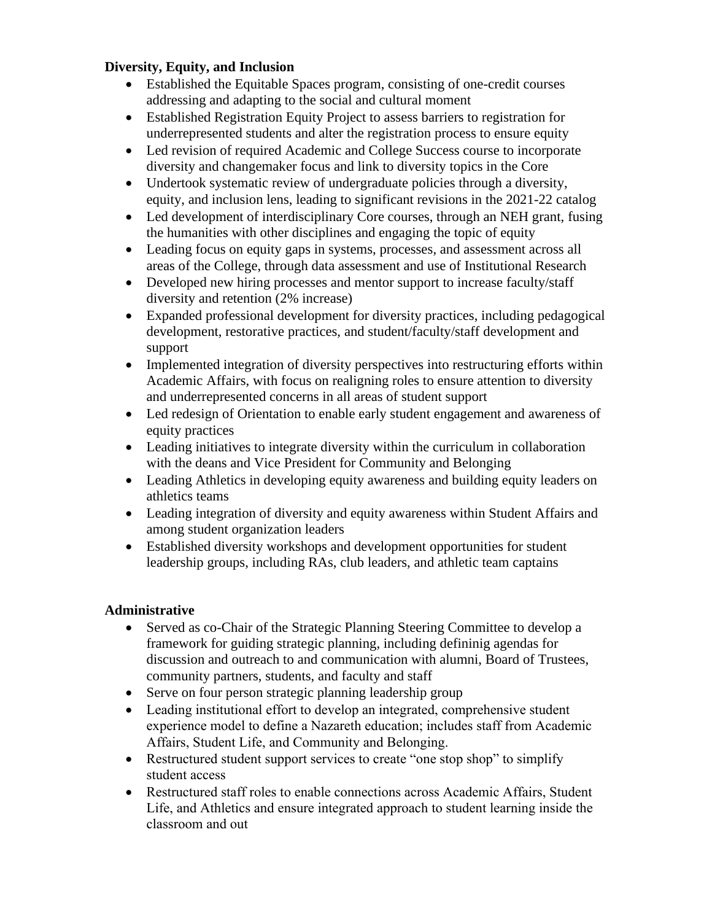**Diversity, Equity, and Inclusion**

- Established the Equitable Spaces program, consisting of one-credit courses addressing and adapting to the social and cultural moment
- Established Registration Equity Project to assess barriers to registration for underrepresented students and alter the registration process to ensure equity
- Led revision of required Academic and College Success course to incorporate diversity and changemaker focus and link to diversity topics in the Core
- Undertook systematic review of undergraduate policies through a diversity, equity, and inclusion lens, leading to significant revisions in the 2021-22 catalog
- Led development of interdisciplinary Core courses, through an NEH grant, fusing the humanities with other disciplines and engaging the topic of equity
- Leading focus on equity gaps in systems, processes, and assessment across all areas of the College, through data assessment and use of Institutional Research
- Developed new hiring processes and mentor support to increase faculty/staff diversity and retention (2% increase)
- Expanded professional development for diversity practices, including pedagogical development, restorative practices, and student/faculty/staff development and support
- Implemented integration of diversity perspectives into restructuring efforts within Academic Affairs, with focus on realigning roles to ensure attention to diversity and underrepresented concerns in all areas of student support
- Led redesign of Orientation to enable early student engagement and awareness of equity practices
- Leading initiatives to integrate diversity within the curriculum in collaboration with the deans and Vice President for Community and Belonging
- Leading Athletics in developing equity awareness and building equity leaders on athletics teams
- Leading integration of diversity and equity awareness within Student Affairs and among student organization leaders
- Established diversity workshops and development opportunities for student leadership groups, including RAs, club leaders, and athletic team captains

**Administrative**

- Served as co-Chair of the Strategic Planning Steering Committee to develop a framework for guiding strategic planning, including defininig agendas for discussion and outreach to and communication with alumni, Board of Trustees, community partners, students, and faculty and staff
- Serve on four person strategic planning leadership group
- Leading institutional effort to develop an integrated, comprehensive student experience model to define a Nazareth education; includes staff from Academic Affairs, Student Life, and Community and Belonging.
- Restructured student support services to create "one stop shop" to simplify student access
- Restructured staff roles to enable connections across Academic Affairs, Student Life, and Athletics and ensure integrated approach to student learning inside the classroom and out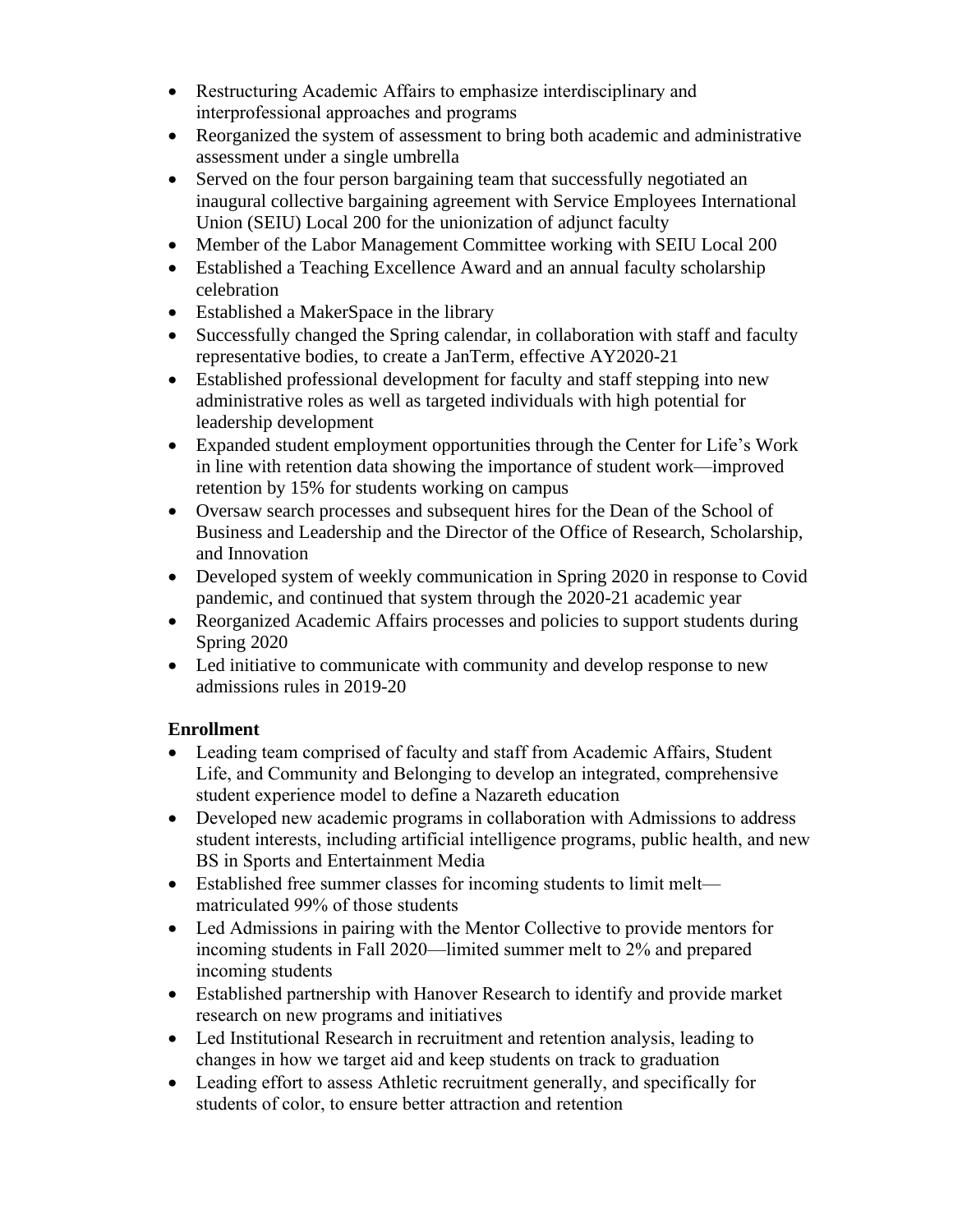- Restructuring Academic Affairs to emphasize interdisciplinary and interprofessional approaches and programs
- Reorganized the system of assessment to bring both academic and administrative assessment under a single umbrella
- Served on the four person bargaining team that successfully negotiated an inaugural collective bargaining agreement with Service Employees International Union (SEIU) Local 200 for the unionization of adjunct faculty
- Member of the Labor Management Committee working with SEIU Local 200
- Established a Teaching Excellence Award and an annual faculty scholarship celebration
- Established a MakerSpace in the library
- Successfully changed the Spring calendar, in collaboration with staff and faculty representative bodies, to create a JanTerm, effective AY2020-21
- Established professional development for faculty and staff stepping into new administrative roles as well as targeted individuals with high potential for leadership development
- Expanded student employment opportunities through the Center for Life's Work in line with retention data showing the importance of student work—improved retention by 15% for students working on campus
- Oversaw search processes and subsequent hires for the Dean of the School of Business and Leadership and the Director of the Office of Research, Scholarship, and Innovation
- Developed system of weekly communication in Spring 2020 in response to Covid pandemic, and continued that system through the 2020-21 academic year
- Reorganized Academic Affairs processes and policies to support students during Spring 2020
- Led initiative to communicate with community and develop response to new admissions rules in 2019-20

**Enrollment**

- Leading team comprised of faculty and staff from Academic Affairs, Student Life, and Community and Belonging to develop an integrated, comprehensive student experience model to define a Nazareth education
- Developed new academic programs in collaboration with Admissions to address student interests, including artificial intelligence programs, public health, and new BS in Sports and Entertainment Media
- Established free summer classes for incoming students to limit melt—matriculated 99% of those students
- Led Admissions in pairing with the Mentor Collective to provide mentors for incoming students in Fall 2020—limited summer melt to 2% and prepared incoming students
- Established partnership with Hanover Research to identify and provide market research on new programs and initiatives
- Led Institutional Research in recruitment and retention analysis, leading to changes in how we target aid and keep students on track to graduation
- Leading effort to assess Athletic recruitment generally, and specifically for students of color, to ensure better attraction and retention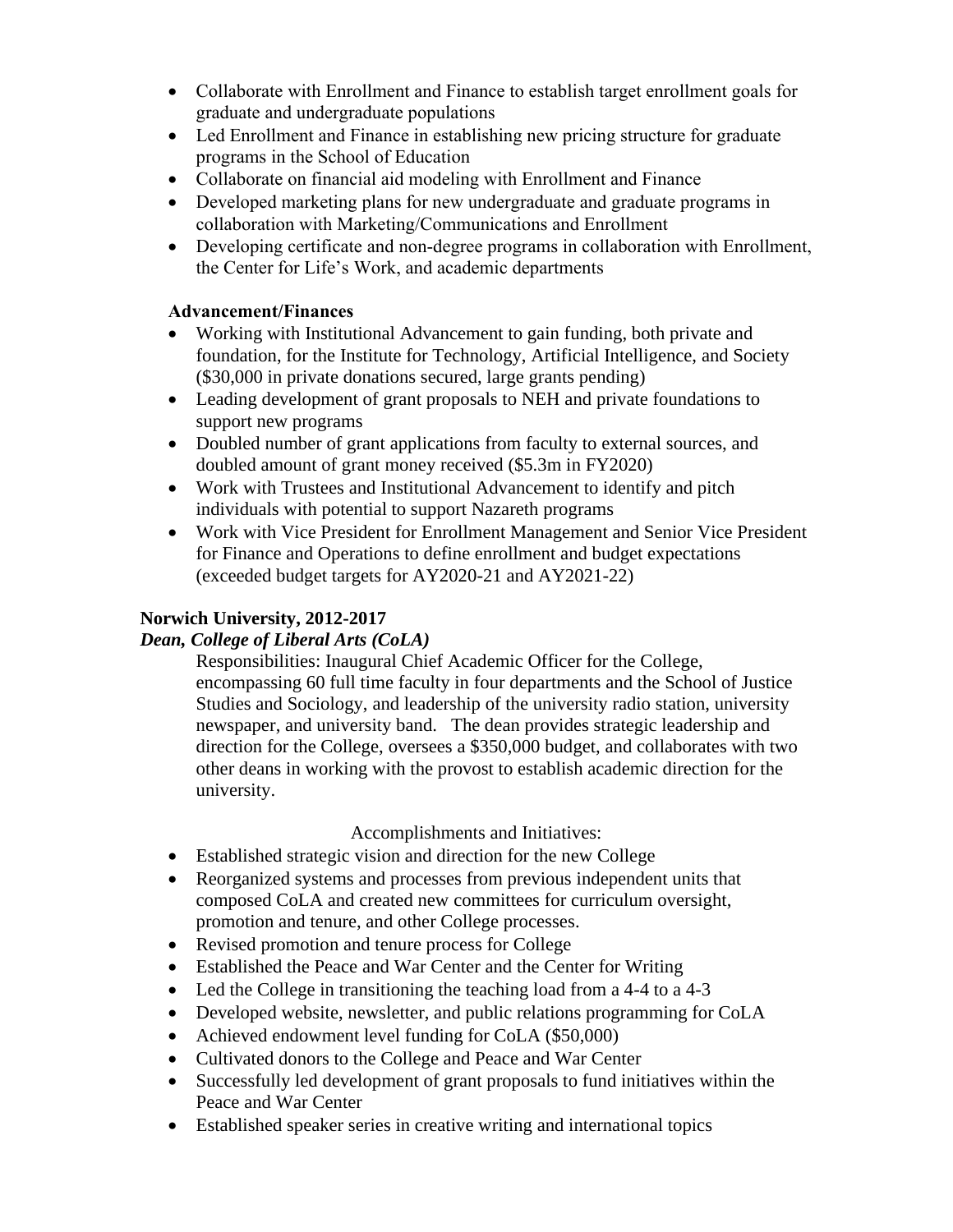- Collaborate with Enrollment and Finance to establish target enrollment goals for graduate and undergraduate populations
- Led Enrollment and Finance in establishing new pricing structure for graduate programs in the School of Education
- Collaborate on financial aid modeling with Enrollment and Finance
- Developed marketing plans for new undergraduate and graduate programs in collaboration with Marketing/Communications and Enrollment
- Developing certificate and non-degree programs in collaboration with Enrollment, the Center for Life's Work, and academic departments

**Advancement/Finances**

- Working with Institutional Advancement to gain funding, both private and foundation, for the Institute for Technology, Artificial Intelligence, and Society ($30,000 in private donations secured, large grants pending)
- Leading development of grant proposals to NEH and private foundations to support new programs
- Doubled number of grant applications from faculty to external sources, and doubled amount of grant money received ($5.3m in FY2020)
- Work with Trustees and Institutional Advancement to identify and pitch individuals with potential to support Nazareth programs
- Work with Vice President for Enrollment Management and Senior Vice President for Finance and Operations to define enrollment and budget expectations (exceeded budget targets for AY2020-21 and AY2021-22)

**Norwich University, 2012-2017**

***Dean, College of Liberal Arts (CoLA)***

Responsibilities: Inaugural Chief Academic Officer for the College, encompassing 60 full time faculty in four departments and the School of Justice Studies and Sociology, and leadership of the university radio station, university newspaper, and university band. The dean provides strategic leadership and direction for the College, oversees a $350,000 budget, and collaborates with two other deans in working with the provost to establish academic direction for the university.

Accomplishments and Initiatives:

- Established strategic vision and direction for the new College
- Reorganized systems and processes from previous independent units that composed CoLA and created new committees for curriculum oversight, promotion and tenure, and other College processes.
- Revised promotion and tenure process for College
- Established the Peace and War Center and the Center for Writing
- Led the College in transitioning the teaching load from a 4-4 to a 4-3
- Developed website, newsletter, and public relations programming for CoLA
- Achieved endowment level funding for CoLA ($50,000)
- Cultivated donors to the College and Peace and War Center
- Successfully led development of grant proposals to fund initiatives within the Peace and War Center
- Established speaker series in creative writing and international topics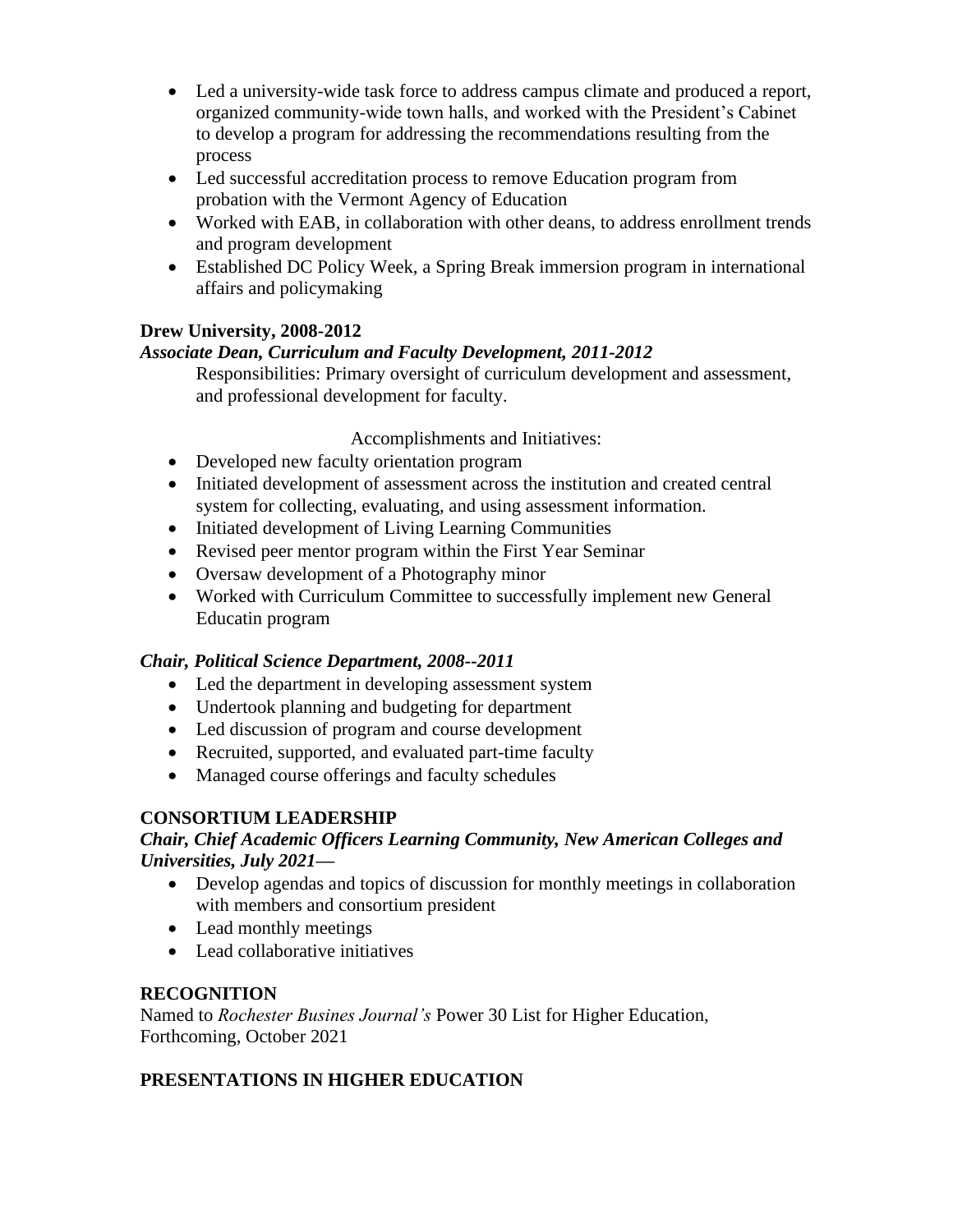- Led a university-wide task force to address campus climate and produced a report, organized community-wide town halls, and worked with the President's Cabinet to develop a program for addressing the recommendations resulting from the process
- Led successful accreditation process to remove Education program from probation with the Vermont Agency of Education
- Worked with EAB, in collaboration with other deans, to address enrollment trends and program development
- Established DC Policy Week, a Spring Break immersion program in international affairs and policymaking

**Drew University, 2008-2012**

***Associate Dean, Curriculum and Faculty Development, 2011-2012***

Responsibilities: Primary oversight of curriculum development and assessment, and professional development for faculty.

Accomplishments and Initiatives:

- Developed new faculty orientation program
- Initiated development of assessment across the institution and created central system for collecting, evaluating, and using assessment information.
- Initiated development of Living Learning Communities
- Revised peer mentor program within the First Year Seminar
- Oversaw development of a Photography minor
- Worked with Curriculum Committee to successfully implement new General Educatin program

***Chair, Political Science Department, 2008--2011***

- Led the department in developing assessment system
- Undertook planning and budgeting for department
- Led discussion of program and course development
- Recruited, supported, and evaluated part-time faculty
- Managed course offerings and faculty schedules

## CONSORTIUM LEADERSHIP

***Chair, Chief Academic Officers Learning Community, New American Colleges and Universities, July 2021—***

- Develop agendas and topics of discussion for monthly meetings in collaboration with members and consortium president
- Lead monthly meetings
- Lead collaborative initiatives

## RECOGNITION

Named to *Rochester Busines Journal's* Power 30 List for Higher Education, Forthcoming, October 2021

## PRESENTATIONS IN HIGHER EDUCATION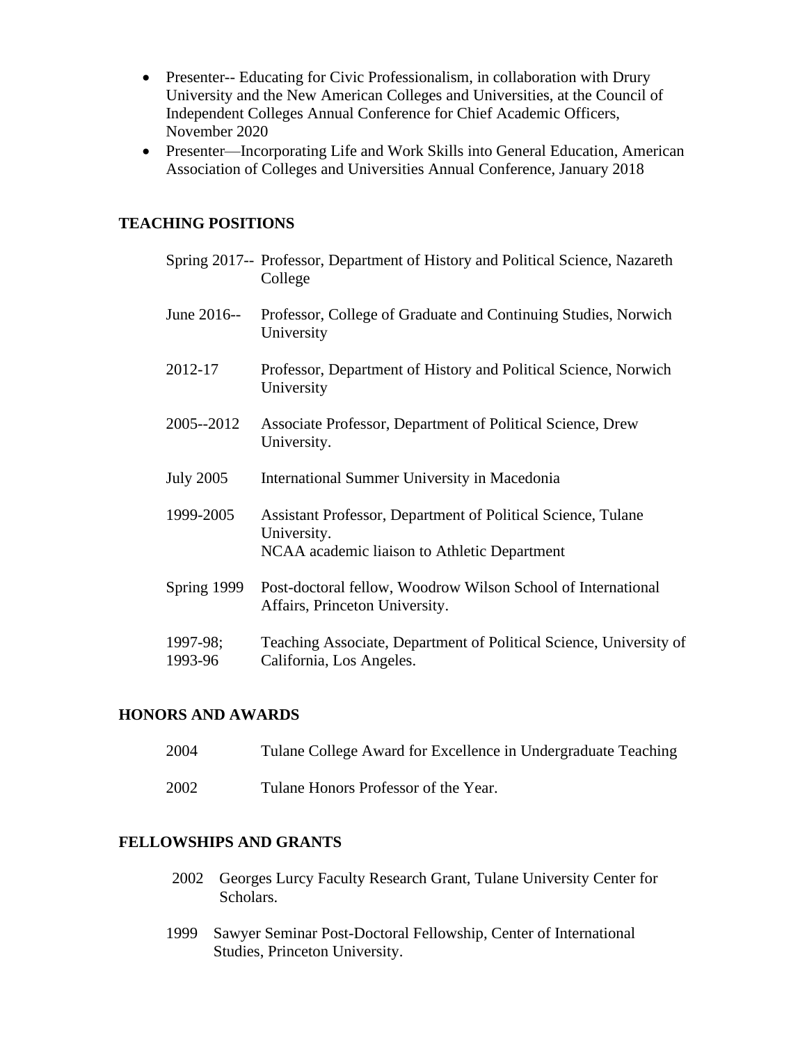- Presenter-- Educating for Civic Professionalism, in collaboration with Drury University and the New American Colleges and Universities, at the Council of Independent Colleges Annual Conference for Chief Academic Officers, November 2020
- Presenter—Incorporating Life and Work Skills into General Education, American Association of Colleges and Universities Annual Conference, January 2018

## TEACHING POSITIONS

| | |
|---|---|
| Spring 2017-- | Professor, Department of History and Political Science, Nazareth College |
| June 2016-- | Professor, College of Graduate and Continuing Studies, Norwich University |
| 2012-17 | Professor, Department of History and Political Science, Norwich University |
| 2005--2012 | Associate Professor, Department of Political Science, Drew University. |
| July 2005 | International Summer University in Macedonia |
| 1999-2005 | Assistant Professor, Department of Political Science, Tulane University.<br>NCAA academic liaison to Athletic Department |
| Spring 1999 | Post-doctoral fellow, Woodrow Wilson School of International Affairs, Princeton University. |
| 1997-98;<br>1993-96 | Teaching Associate, Department of Political Science, University of California, Los Angeles. |

## HONORS AND AWARDS

| | |
|---|---|
| 2004 | Tulane College Award for Excellence in Undergraduate Teaching |
| 2002 | Tulane Honors Professor of the Year. |

## FELLOWSHIPS AND GRANTS

| | |
|---|---|
| 2002 | Georges Lurcy Faculty Research Grant, Tulane University Center for Scholars. |
| 1999 | Sawyer Seminar Post-Doctoral Fellowship, Center of International Studies, Princeton University. |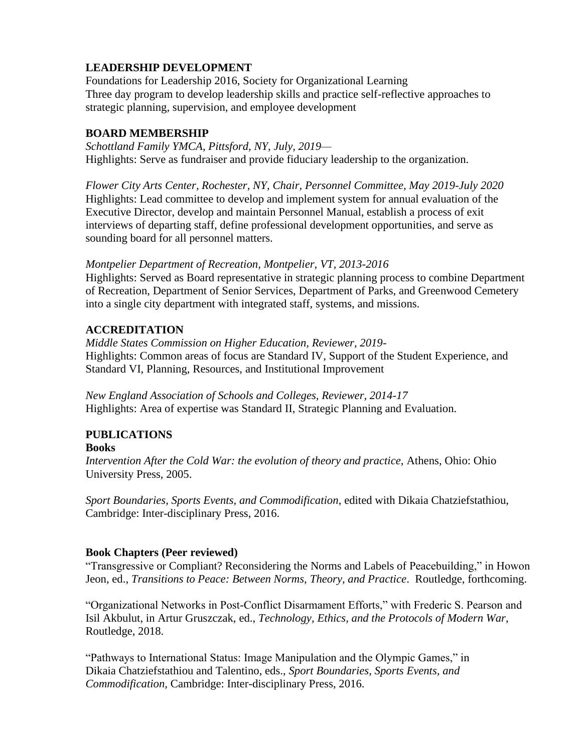## LEADERSHIP DEVELOPMENT

Foundations for Leadership 2016, Society for Organizational Learning
Three day program to develop leadership skills and practice self-reflective approaches to strategic planning, supervision, and employee development

## BOARD MEMBERSHIP

*Schottland Family YMCA, Pittsford, NY, July, 2019—*
Highlights: Serve as fundraiser and provide fiduciary leadership to the organization.

*Flower City Arts Center, Rochester, NY, Chair, Personnel Committee, May 2019-July 2020*
Highlights: Lead committee to develop and implement system for annual evaluation of the Executive Director, develop and maintain Personnel Manual, establish a process of exit interviews of departing staff, define professional development opportunities, and serve as sounding board for all personnel matters.

*Montpelier Department of Recreation, Montpelier, VT, 2013-2016*
Highlights: Served as Board representative in strategic planning process to combine Department of Recreation, Department of Senior Services, Department of Parks, and Greenwood Cemetery into a single city department with integrated staff, systems, and missions.

## ACCREDITATION

*Middle States Commission on Higher Education, Reviewer, 2019-*
Highlights: Common areas of focus are Standard IV, Support of the Student Experience, and Standard VI, Planning, Resources, and Institutional Improvement

*New England Association of Schools and Colleges, Reviewer, 2014-17*
Highlights: Area of expertise was Standard II, Strategic Planning and Evaluation.

## PUBLICATIONS

### Books

*Intervention After the Cold War: the evolution of theory and practice*, Athens, Ohio: Ohio University Press, 2005.

*Sport Boundaries, Sports Events, and Commodification*, edited with Dikaia Chatziefstathiou, Cambridge: Inter-disciplinary Press, 2016.

### Book Chapters (Peer reviewed)

"Transgressive or Compliant? Reconsidering the Norms and Labels of Peacebuilding," in Howon Jeon, ed., *Transitions to Peace: Between Norms, Theory, and Practice*. Routledge, forthcoming.

"Organizational Networks in Post-Conflict Disarmament Efforts," with Frederic S. Pearson and Isil Akbulut, in Artur Gruszczak, ed., *Technology, Ethics, and the Protocols of Modern War*, Routledge, 2018.

"Pathways to International Status: Image Manipulation and the Olympic Games," in Dikaia Chatziefstathiou and Talentino, eds., *Sport Boundaries, Sports Events, and Commodification*, Cambridge: Inter-disciplinary Press, 2016.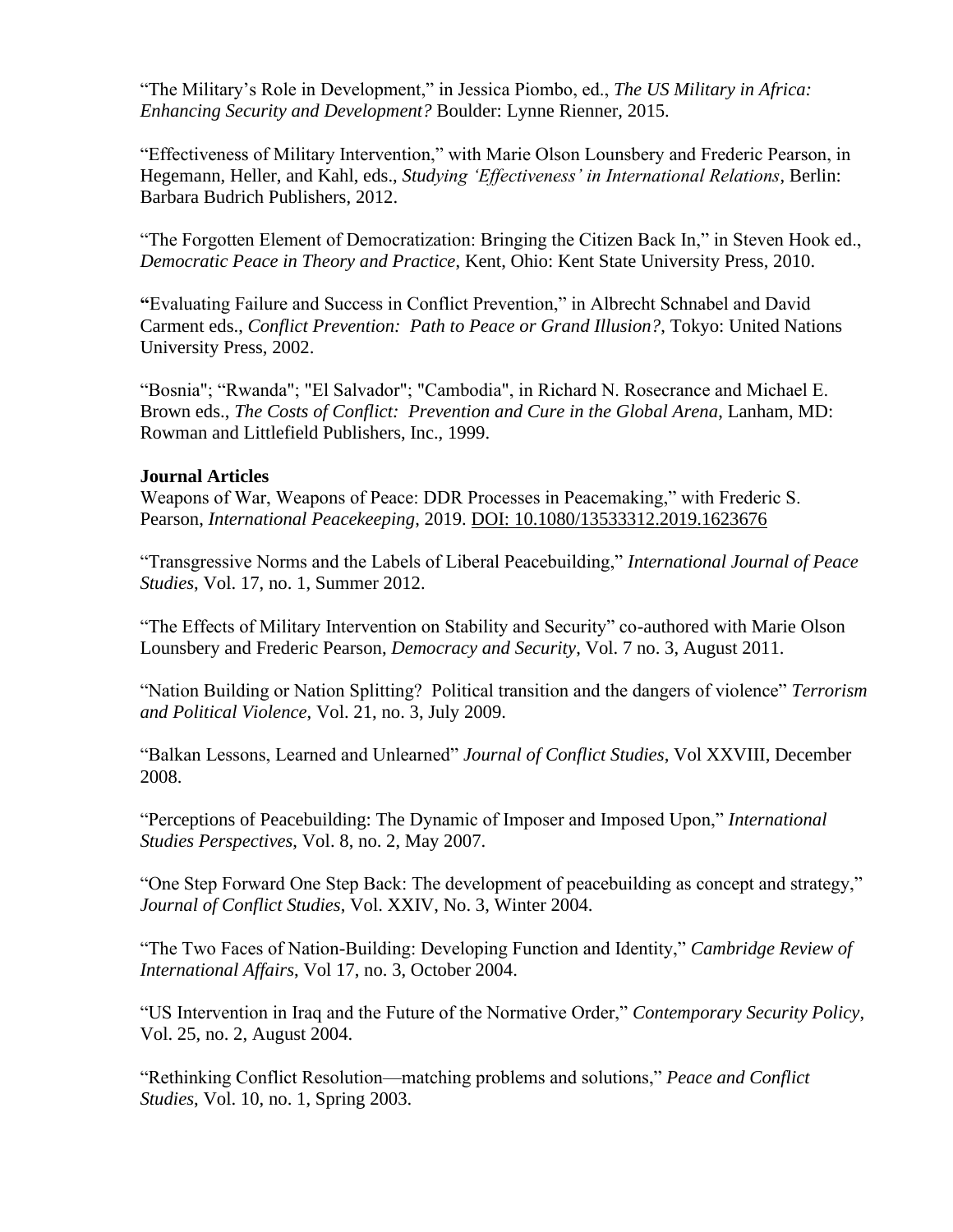"The Military's Role in Development," in Jessica Piombo, ed., *The US Military in Africa: Enhancing Security and Development?* Boulder: Lynne Rienner, 2015.

"Effectiveness of Military Intervention," with Marie Olson Lounsbery and Frederic Pearson, in Hegemann, Heller, and Kahl, eds., *Studying 'Effectiveness' in International Relations*, Berlin: Barbara Budrich Publishers, 2012.

"The Forgotten Element of Democratization: Bringing the Citizen Back In," in Steven Hook ed., *Democratic Peace in Theory and Practice*, Kent, Ohio: Kent State University Press, 2010.

**"**Evaluating Failure and Success in Conflict Prevention," in Albrecht Schnabel and David Carment eds., *Conflict Prevention: Path to Peace or Grand Illusion?*, Tokyo: United Nations University Press, 2002.

"Bosnia"; "Rwanda"; "El Salvador"; "Cambodia", in Richard N. Rosecrance and Michael E. Brown eds., *The Costs of Conflict: Prevention and Cure in the Global Arena*, Lanham, MD: Rowman and Littlefield Publishers, Inc., 1999.

**Journal Articles**

Weapons of War, Weapons of Peace: DDR Processes in Peacemaking," with Frederic S. Pearson, *International Peacekeeping*, 2019. DOI: 10.1080/13533312.2019.1623676

"Transgressive Norms and the Labels of Liberal Peacebuilding," *International Journal of Peace Studies*, Vol. 17, no. 1, Summer 2012.

"The Effects of Military Intervention on Stability and Security" co-authored with Marie Olson Lounsbery and Frederic Pearson, *Democracy and Security*, Vol. 7 no. 3, August 2011.

"Nation Building or Nation Splitting? Political transition and the dangers of violence" *Terrorism and Political Violence*, Vol. 21, no. 3, July 2009.

"Balkan Lessons, Learned and Unlearned" *Journal of Conflict Studies*, Vol XXVIII, December 2008.

"Perceptions of Peacebuilding: The Dynamic of Imposer and Imposed Upon," *International Studies Perspectives*, Vol. 8, no. 2, May 2007.

"One Step Forward One Step Back: The development of peacebuilding as concept and strategy," *Journal of Conflict Studies*, Vol. XXIV, No. 3, Winter 2004.

"The Two Faces of Nation-Building: Developing Function and Identity," *Cambridge Review of International Affairs*, Vol 17, no. 3, October 2004.

"US Intervention in Iraq and the Future of the Normative Order," *Contemporary Security Policy*, Vol. 25, no. 2, August 2004.

"Rethinking Conflict Resolution—matching problems and solutions," *Peace and Conflict Studies*, Vol. 10, no. 1, Spring 2003.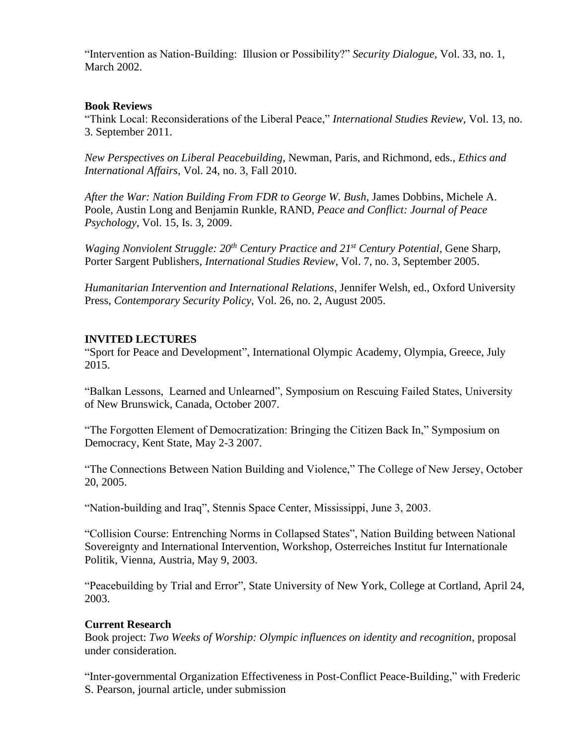"Intervention as Nation-Building: Illusion or Possibility?" *Security Dialogue*, Vol. 33, no. 1, March 2002.

**Book Reviews**

"Think Local: Reconsiderations of the Liberal Peace," *International Studies Review*, Vol. 13, no. 3. September 2011.

*New Perspectives on Liberal Peacebuilding*, Newman, Paris, and Richmond, eds., *Ethics and International Affairs*, Vol. 24, no. 3, Fall 2010.

*After the War: Nation Building From FDR to George W. Bush*, James Dobbins, Michele A. Poole, Austin Long and Benjamin Runkle, RAND, *Peace and Conflict: Journal of Peace Psychology*, Vol. 15, Is. 3, 2009.

*Waging Nonviolent Struggle: 20th Century Practice and 21st Century Potential*, Gene Sharp, Porter Sargent Publishers, *International Studies Review*, Vol. 7, no. 3, September 2005.

*Humanitarian Intervention and International Relations*, Jennifer Welsh, ed., Oxford University Press, *Contemporary Security Policy*, Vol. 26, no. 2, August 2005.

## INVITED LECTURES

"Sport for Peace and Development", International Olympic Academy, Olympia, Greece, July 2015.

"Balkan Lessons, Learned and Unlearned", Symposium on Rescuing Failed States, University of New Brunswick, Canada, October 2007.

"The Forgotten Element of Democratization: Bringing the Citizen Back In," Symposium on Democracy, Kent State, May 2-3 2007.

"The Connections Between Nation Building and Violence," The College of New Jersey, October 20, 2005.

"Nation-building and Iraq", Stennis Space Center, Mississippi, June 3, 2003.

"Collision Course: Entrenching Norms in Collapsed States", Nation Building between National Sovereignty and International Intervention, Workshop, Osterreiches Institut fur Internationale Politik, Vienna, Austria, May 9, 2003.

"Peacebuilding by Trial and Error", State University of New York, College at Cortland, April 24, 2003.

**Current Research**

Book project: *Two Weeks of Worship: Olympic influences on identity and recognition*, proposal under consideration.

"Inter-governmental Organization Effectiveness in Post-Conflict Peace-Building," with Frederic S. Pearson, journal article, under submission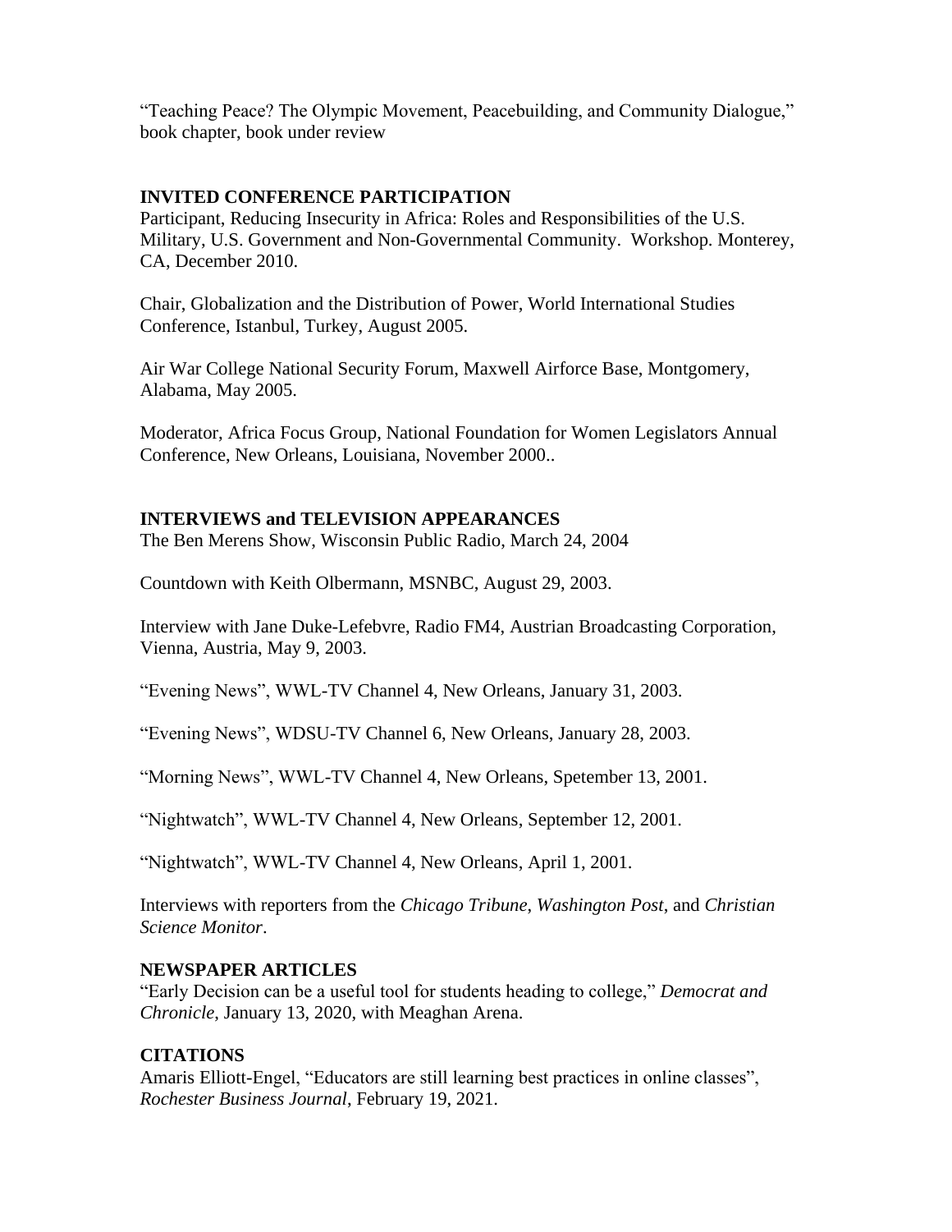"Teaching Peace? The Olympic Movement, Peacebuilding, and Community Dialogue," book chapter, book under review

## INVITED CONFERENCE PARTICIPATION

Participant, Reducing Insecurity in Africa: Roles and Responsibilities of the U.S. Military, U.S. Government and Non-Governmental Community. Workshop. Monterey, CA, December 2010.

Chair, Globalization and the Distribution of Power, World International Studies Conference, Istanbul, Turkey, August 2005.

Air War College National Security Forum, Maxwell Airforce Base, Montgomery, Alabama, May 2005.

Moderator, Africa Focus Group, National Foundation for Women Legislators Annual Conference, New Orleans, Louisiana, November 2000..

## INTERVIEWS and TELEVISION APPEARANCES

The Ben Merens Show, Wisconsin Public Radio, March 24, 2004

Countdown with Keith Olbermann, MSNBC, August 29, 2003.

Interview with Jane Duke-Lefebvre, Radio FM4, Austrian Broadcasting Corporation, Vienna, Austria, May 9, 2003.

"Evening News", WWL-TV Channel 4, New Orleans, January 31, 2003.

"Evening News", WDSU-TV Channel 6, New Orleans, January 28, 2003.

"Morning News", WWL-TV Channel 4, New Orleans, Spetember 13, 2001.

"Nightwatch", WWL-TV Channel 4, New Orleans, September 12, 2001.

"Nightwatch", WWL-TV Channel 4, New Orleans, April 1, 2001.

Interviews with reporters from the *Chicago Tribune*, *Washington Post*, and *Christian Science Monitor*.

## NEWSPAPER ARTICLES

"Early Decision can be a useful tool for students heading to college," *Democrat and Chronicle*, January 13, 2020, with Meaghan Arena.

## CITATIONS

Amaris Elliott-Engel, "Educators are still learning best practices in online classes", *Rochester Business Journal*, February 19, 2021.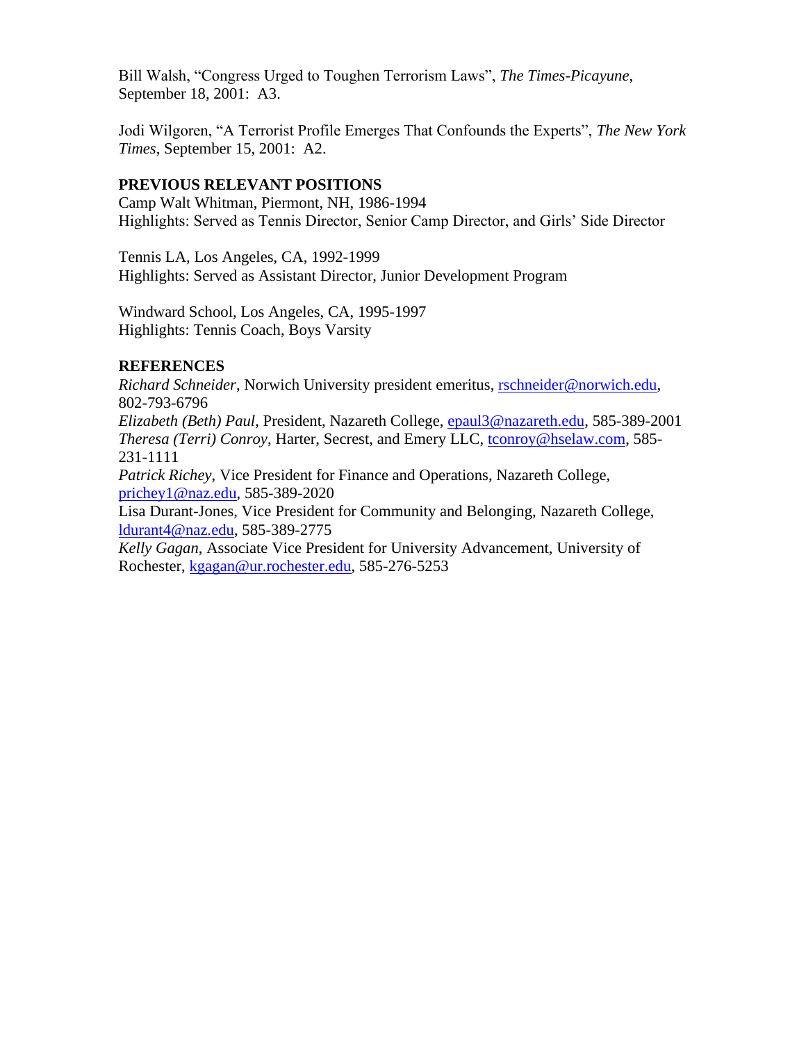Bill Walsh, "Congress Urged to Toughen Terrorism Laws", *The Times-Picayune*, September 18, 2001: A3.

Jodi Wilgoren, "A Terrorist Profile Emerges That Confounds the Experts", *The New York Times*, September 15, 2001: A2.

**PREVIOUS RELEVANT POSITIONS**

Camp Walt Whitman, Piermont, NH, 1986-1994
Highlights: Served as Tennis Director, Senior Camp Director, and Girls' Side Director

Tennis LA, Los Angeles, CA, 1992-1999
Highlights: Served as Assistant Director, Junior Development Program

Windward School, Los Angeles, CA, 1995-1997
Highlights: Tennis Coach, Boys Varsity

**REFERENCES**

*Richard Schneider*, Norwich University president emeritus, rschneider@norwich.edu, 802-793-6796
*Elizabeth (Beth) Paul*, President, Nazareth College, epaul3@nazareth.edu, 585-389-2001
*Theresa (Terri) Conroy*, Harter, Secrest, and Emery LLC, tconroy@hselaw.com, 585-231-1111
*Patrick Richey*, Vice President for Finance and Operations, Nazareth College, prichey1@naz.edu, 585-389-2020
Lisa Durant-Jones, Vice President for Community and Belonging, Nazareth College, ldurant4@naz.edu, 585-389-2775
*Kelly Gagan*, Associate Vice President for University Advancement, University of Rochester, kgagan@ur.rochester.edu, 585-276-5253